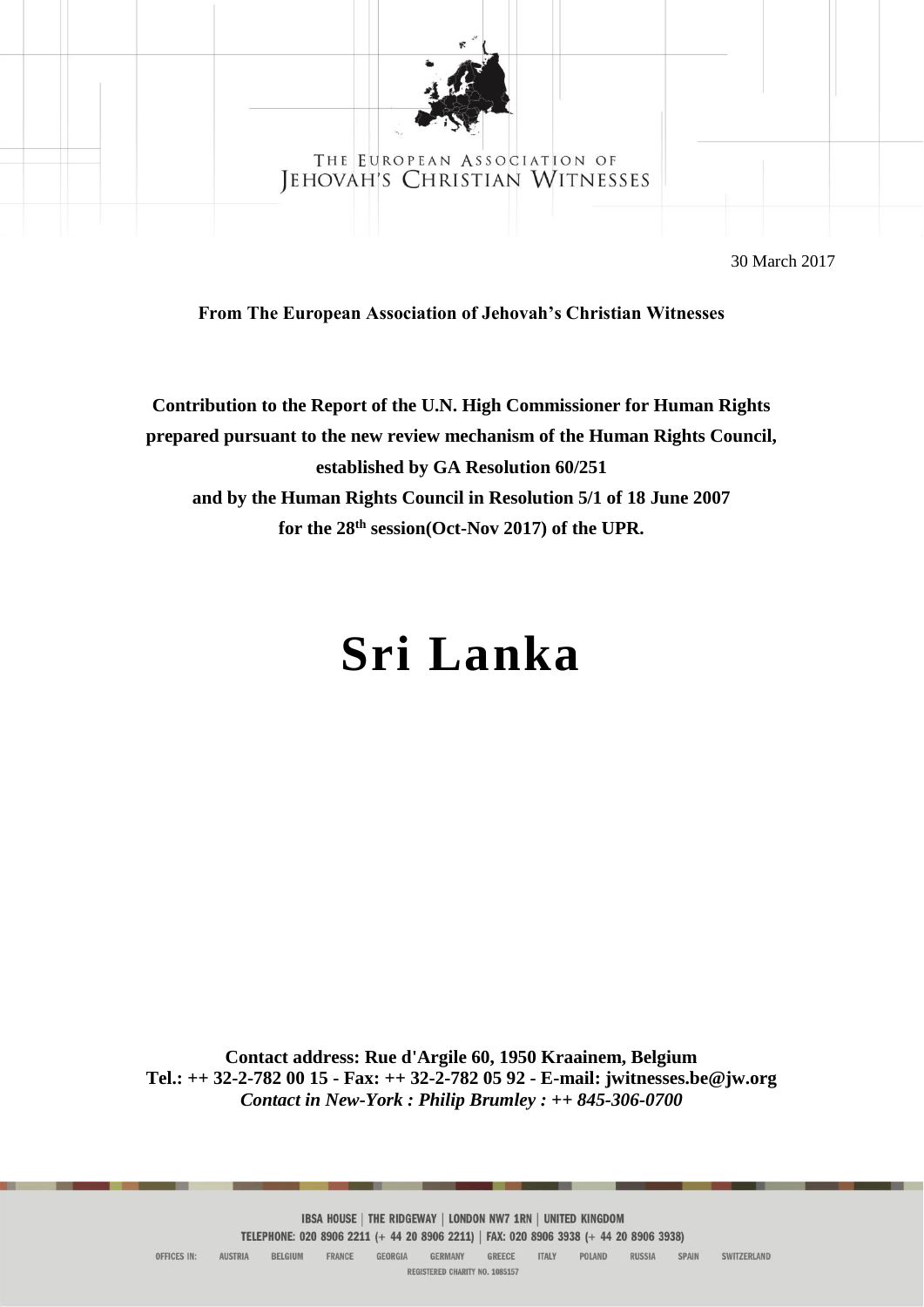THE EUROPEAN ASSOCIATION OF
JEHOVAH'S CHRISTIAN WITNESSES

30 March 2017

**From The European Association of Jehovah's Christian Witnesses**

**Contribution to the Report of the U.N. High Commissioner for Human Rights prepared pursuant to the new review mechanism of the Human Rights Council, established by GA Resolution 60/251 and by the Human Rights Council in Resolution 5/1 of 18 June 2007 for the 28th session(Oct-Nov 2017) of the UPR.**

# Sri Lanka

**Contact address: Rue d'Argile 60, 1950 Kraainem, Belgium**
**Tel.: ++ 32-2-782 00 15 - Fax: ++ 32-2-782 05 92 - E-mail: jwitnesses.be@jw.org**
***Contact in New-York : Philip Brumley : ++ 845-306-0700***

IBSA HOUSE | THE RIDGEWAY | LONDON NW7 1RN | UNITED KINGDOM
TELEPHONE: 020 8906 2211 (+ 44 20 8906 2211) | FAX: 020 8906 3938 (+ 44 20 8906 3938)
OFFICES IN: AUSTRIA BELGIUM FRANCE GEORGIA GERMANY GREECE ITALY POLAND RUSSIA SPAIN SWITZERLAND
REGISTERED CHARITY NO. 1085157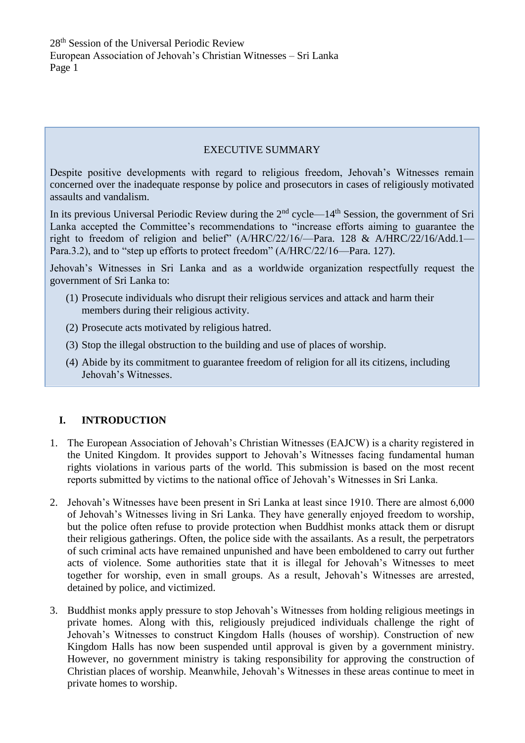EXECUTIVE SUMMARY

Despite positive developments with regard to religious freedom, Jehovah's Witnesses remain concerned over the inadequate response by police and prosecutors in cases of religiously motivated assaults and vandalism.

In its previous Universal Periodic Review during the 2nd cycle—14th Session, the government of Sri Lanka accepted the Committee's recommendations to "increase efforts aiming to guarantee the right to freedom of religion and belief" (A/HRC/22/16/—Para. 128 & A/HRC/22/16/Add.1—Para.3.2), and to "step up efforts to protect freedom" (A/HRC/22/16—Para. 127).

Jehovah's Witnesses in Sri Lanka and as a worldwide organization respectfully request the government of Sri Lanka to:

(1) Prosecute individuals who disrupt their religious services and attack and harm their members during their religious activity.

(2) Prosecute acts motivated by religious hatred.

(3) Stop the illegal obstruction to the building and use of places of worship.

(4) Abide by its commitment to guarantee freedom of religion for all its citizens, including Jehovah's Witnesses.

## I. INTRODUCTION

1. The European Association of Jehovah's Christian Witnesses (EAJCW) is a charity registered in the United Kingdom. It provides support to Jehovah's Witnesses facing fundamental human rights violations in various parts of the world. This submission is based on the most recent reports submitted by victims to the national office of Jehovah's Witnesses in Sri Lanka.

2. Jehovah's Witnesses have been present in Sri Lanka at least since 1910. There are almost 6,000 of Jehovah's Witnesses living in Sri Lanka. They have generally enjoyed freedom to worship, but the police often refuse to provide protection when Buddhist monks attack them or disrupt their religious gatherings. Often, the police side with the assailants. As a result, the perpetrators of such criminal acts have remained unpunished and have been emboldened to carry out further acts of violence. Some authorities state that it is illegal for Jehovah's Witnesses to meet together for worship, even in small groups. As a result, Jehovah's Witnesses are arrested, detained by police, and victimized.

3. Buddhist monks apply pressure to stop Jehovah's Witnesses from holding religious meetings in private homes. Along with this, religiously prejudiced individuals challenge the right of Jehovah's Witnesses to construct Kingdom Halls (houses of worship). Construction of new Kingdom Halls has now been suspended until approval is given by a government ministry. However, no government ministry is taking responsibility for approving the construction of Christian places of worship. Meanwhile, Jehovah's Witnesses in these areas continue to meet in private homes to worship.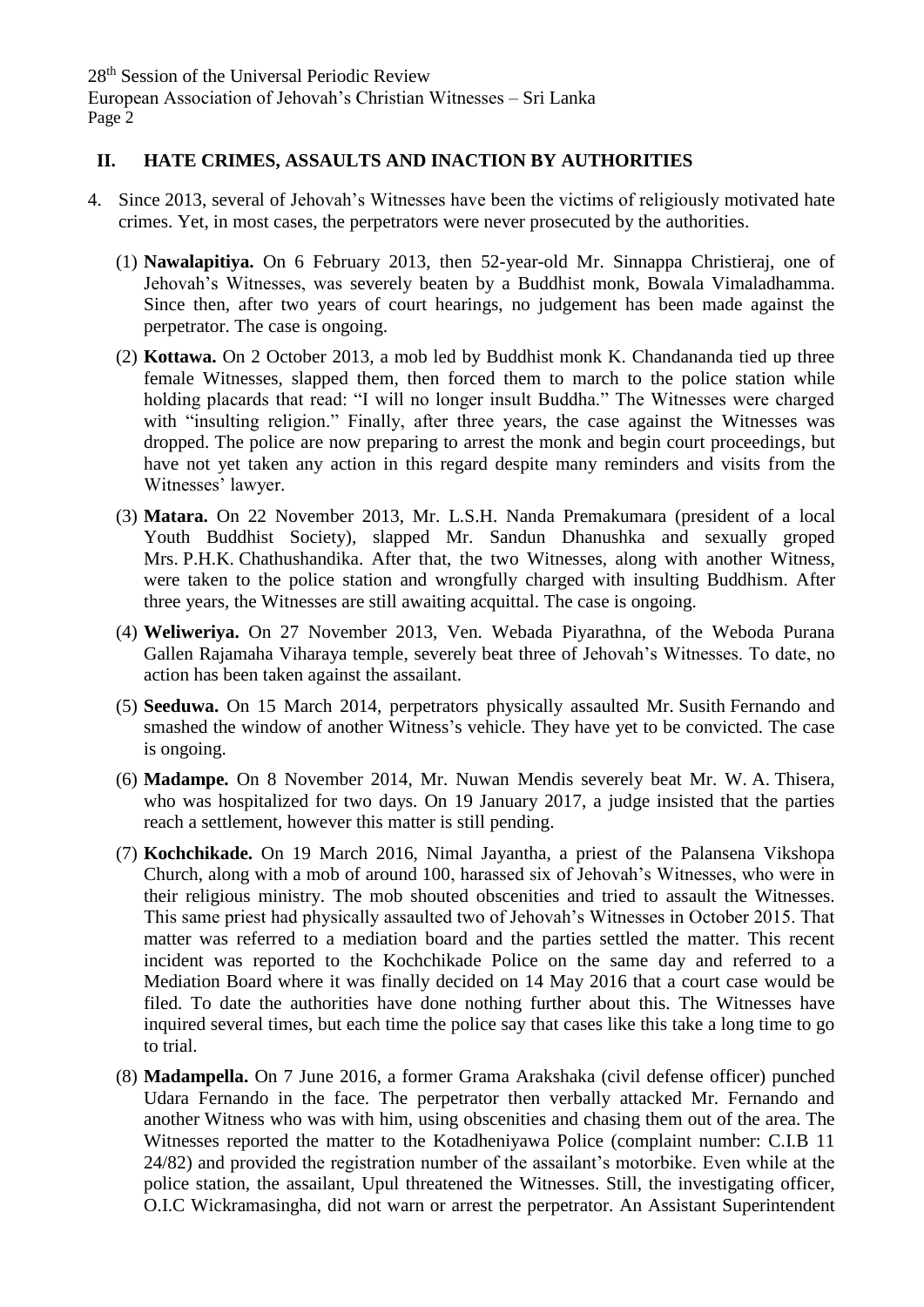## II. HATE CRIMES, ASSAULTS AND INACTION BY AUTHORITIES

4. Since 2013, several of Jehovah's Witnesses have been the victims of religiously motivated hate crimes. Yet, in most cases, the perpetrators were never prosecuted by the authorities.

   (1) **Nawalapitiya.** On 6 February 2013, then 52-year-old Mr. Sinnappa Christieraj, one of Jehovah's Witnesses, was severely beaten by a Buddhist monk, Bowala Vimaladhamma. Since then, after two years of court hearings, no judgement has been made against the perpetrator. The case is ongoing.

   (2) **Kottawa.** On 2 October 2013, a mob led by Buddhist monk K. Chandananda tied up three female Witnesses, slapped them, then forced them to march to the police station while holding placards that read: "I will no longer insult Buddha." The Witnesses were charged with "insulting religion." Finally, after three years, the case against the Witnesses was dropped. The police are now preparing to arrest the monk and begin court proceedings, but have not yet taken any action in this regard despite many reminders and visits from the Witnesses' lawyer.

   (3) **Matara.** On 22 November 2013, Mr. L.S.H. Nanda Premakumara (president of a local Youth Buddhist Society), slapped Mr. Sandun Dhanushka and sexually groped Mrs. P.H.K. Chathushandika. After that, the two Witnesses, along with another Witness, were taken to the police station and wrongfully charged with insulting Buddhism. After three years, the Witnesses are still awaiting acquittal. The case is ongoing.

   (4) **Weliweriya.** On 27 November 2013, Ven. Webada Piyarathna, of the Weboda Purana Gallen Rajamaha Viharaya temple, severely beat three of Jehovah's Witnesses. To date, no action has been taken against the assailant.

   (5) **Seeduwa.** On 15 March 2014, perpetrators physically assaulted Mr. Susith Fernando and smashed the window of another Witness's vehicle. They have yet to be convicted. The case is ongoing.

   (6) **Madampe.** On 8 November 2014, Mr. Nuwan Mendis severely beat Mr. W. A. Thisera, who was hospitalized for two days. On 19 January 2017, a judge insisted that the parties reach a settlement, however this matter is still pending.

   (7) **Kochchikade.** On 19 March 2016, Nimal Jayantha, a priest of the Palansena Vikshopa Church, along with a mob of around 100, harassed six of Jehovah's Witnesses, who were in their religious ministry. The mob shouted obscenities and tried to assault the Witnesses. This same priest had physically assaulted two of Jehovah's Witnesses in October 2015. That matter was referred to a mediation board and the parties settled the matter. This recent incident was reported to the Kochchikade Police on the same day and referred to a Mediation Board where it was finally decided on 14 May 2016 that a court case would be filed. To date the authorities have done nothing further about this. The Witnesses have inquired several times, but each time the police say that cases like this take a long time to go to trial.

   (8) **Madampella.** On 7 June 2016, a former Grama Arakshaka (civil defense officer) punched Udara Fernando in the face. The perpetrator then verbally attacked Mr. Fernando and another Witness who was with him, using obscenities and chasing them out of the area. The Witnesses reported the matter to the Kotadheniyawa Police (complaint number: C.I.B 11 24/82) and provided the registration number of the assailant's motorbike. Even while at the police station, the assailant, Upul threatened the Witnesses. Still, the investigating officer, O.I.C Wickramasingha, did not warn or arrest the perpetrator. An Assistant Superintendent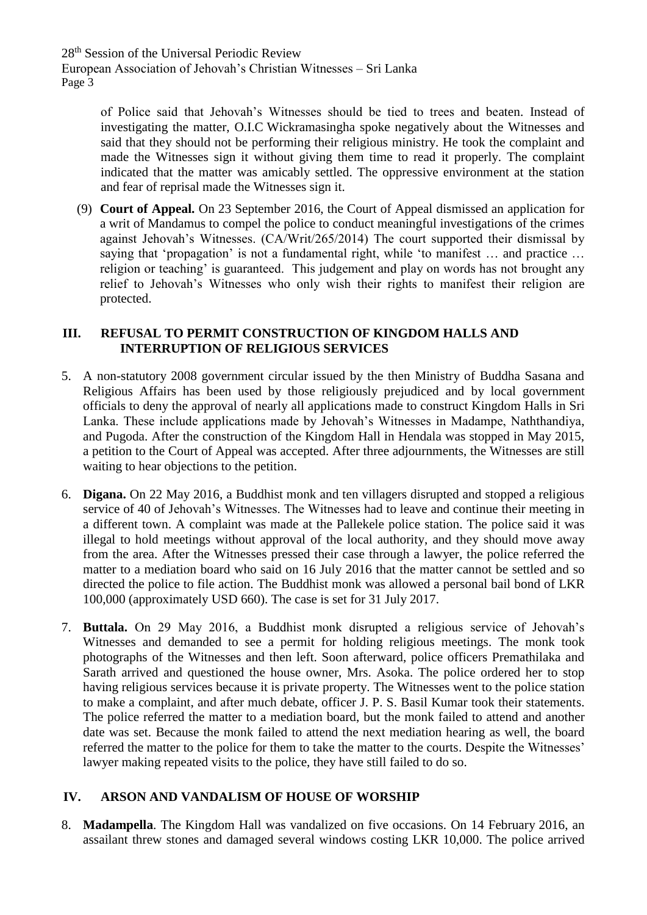of Police said that Jehovah's Witnesses should be tied to trees and beaten. Instead of investigating the matter, O.I.C Wickramasingha spoke negatively about the Witnesses and said that they should not be performing their religious ministry. He took the complaint and made the Witnesses sign it without giving them time to read it properly. The complaint indicated that the matter was amicably settled. The oppressive environment at the station and fear of reprisal made the Witnesses sign it.

(9) **Court of Appeal.** On 23 September 2016, the Court of Appeal dismissed an application for a writ of Mandamus to compel the police to conduct meaningful investigations of the crimes against Jehovah's Witnesses. (CA/Writ/265/2014) The court supported their dismissal by saying that 'propagation' is not a fundamental right, while 'to manifest … and practice … religion or teaching' is guaranteed. This judgement and play on words has not brought any relief to Jehovah's Witnesses who only wish their rights to manifest their religion are protected.

## III. REFUSAL TO PERMIT CONSTRUCTION OF KINGDOM HALLS AND INTERRUPTION OF RELIGIOUS SERVICES

5. A non-statutory 2008 government circular issued by the then Ministry of Buddha Sasana and Religious Affairs has been used by those religiously prejudiced and by local government officials to deny the approval of nearly all applications made to construct Kingdom Halls in Sri Lanka. These include applications made by Jehovah's Witnesses in Madampe, Naththandiya, and Pugoda. After the construction of the Kingdom Hall in Hendala was stopped in May 2015, a petition to the Court of Appeal was accepted. After three adjournments, the Witnesses are still waiting to hear objections to the petition.

6. **Digana.** On 22 May 2016, a Buddhist monk and ten villagers disrupted and stopped a religious service of 40 of Jehovah's Witnesses. The Witnesses had to leave and continue their meeting in a different town. A complaint was made at the Pallekele police station. The police said it was illegal to hold meetings without approval of the local authority, and they should move away from the area. After the Witnesses pressed their case through a lawyer, the police referred the matter to a mediation board who said on 16 July 2016 that the matter cannot be settled and so directed the police to file action. The Buddhist monk was allowed a personal bail bond of LKR 100,000 (approximately USD 660). The case is set for 31 July 2017.

7. **Buttala.** On 29 May 2016, a Buddhist monk disrupted a religious service of Jehovah's Witnesses and demanded to see a permit for holding religious meetings. The monk took photographs of the Witnesses and then left. Soon afterward, police officers Premathilaka and Sarath arrived and questioned the house owner, Mrs. Asoka. The police ordered her to stop having religious services because it is private property. The Witnesses went to the police station to make a complaint, and after much debate, officer J. P. S. Basil Kumar took their statements. The police referred the matter to a mediation board, but the monk failed to attend and another date was set. Because the monk failed to attend the next mediation hearing as well, the board referred the matter to the police for them to take the matter to the courts. Despite the Witnesses' lawyer making repeated visits to the police, they have still failed to do so.

## IV. ARSON AND VANDALISM OF HOUSE OF WORSHIP

8. **Madampella**. The Kingdom Hall was vandalized on five occasions. On 14 February 2016, an assailant threw stones and damaged several windows costing LKR 10,000. The police arrived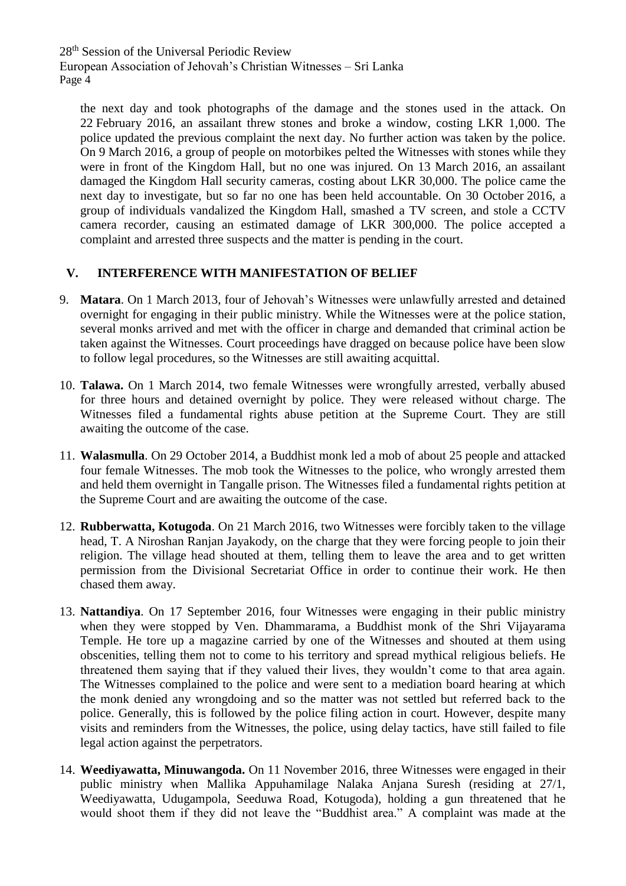the next day and took photographs of the damage and the stones used in the attack. On 22 February 2016, an assailant threw stones and broke a window, costing LKR 1,000. The police updated the previous complaint the next day. No further action was taken by the police. On 9 March 2016, a group of people on motorbikes pelted the Witnesses with stones while they were in front of the Kingdom Hall, but no one was injured. On 13 March 2016, an assailant damaged the Kingdom Hall security cameras, costing about LKR 30,000. The police came the next day to investigate, but so far no one has been held accountable. On 30 October 2016, a group of individuals vandalized the Kingdom Hall, smashed a TV screen, and stole a CCTV camera recorder, causing an estimated damage of LKR 300,000. The police accepted a complaint and arrested three suspects and the matter is pending in the court.

## V. INTERFERENCE WITH MANIFESTATION OF BELIEF

9. **Matara**. On 1 March 2013, four of Jehovah's Witnesses were unlawfully arrested and detained overnight for engaging in their public ministry. While the Witnesses were at the police station, several monks arrived and met with the officer in charge and demanded that criminal action be taken against the Witnesses. Court proceedings have dragged on because police have been slow to follow legal procedures, so the Witnesses are still awaiting acquittal.

10. **Talawa.** On 1 March 2014, two female Witnesses were wrongfully arrested, verbally abused for three hours and detained overnight by police. They were released without charge. The Witnesses filed a fundamental rights abuse petition at the Supreme Court. They are still awaiting the outcome of the case.

11. **Walasmulla**. On 29 October 2014, a Buddhist monk led a mob of about 25 people and attacked four female Witnesses. The mob took the Witnesses to the police, who wrongly arrested them and held them overnight in Tangalle prison. The Witnesses filed a fundamental rights petition at the Supreme Court and are awaiting the outcome of the case.

12. **Rubberwatta, Kotugoda**. On 21 March 2016, two Witnesses were forcibly taken to the village head, T. A Niroshan Ranjan Jayakody, on the charge that they were forcing people to join their religion. The village head shouted at them, telling them to leave the area and to get written permission from the Divisional Secretariat Office in order to continue their work. He then chased them away.

13. **Nattandiya**. On 17 September 2016, four Witnesses were engaging in their public ministry when they were stopped by Ven. Dhammarama, a Buddhist monk of the Shri Vijayarama Temple. He tore up a magazine carried by one of the Witnesses and shouted at them using obscenities, telling them not to come to his territory and spread mythical religious beliefs. He threatened them saying that if they valued their lives, they wouldn't come to that area again. The Witnesses complained to the police and were sent to a mediation board hearing at which the monk denied any wrongdoing and so the matter was not settled but referred back to the police. Generally, this is followed by the police filing action in court. However, despite many visits and reminders from the Witnesses, the police, using delay tactics, have still failed to file legal action against the perpetrators.

14. **Weediyawatta, Minuwangoda.** On 11 November 2016, three Witnesses were engaged in their public ministry when Mallika Appuhamilage Nalaka Anjana Suresh (residing at 27/1, Weediyawatta, Udugampola, Seeduwa Road, Kotugoda), holding a gun threatened that he would shoot them if they did not leave the "Buddhist area." A complaint was made at the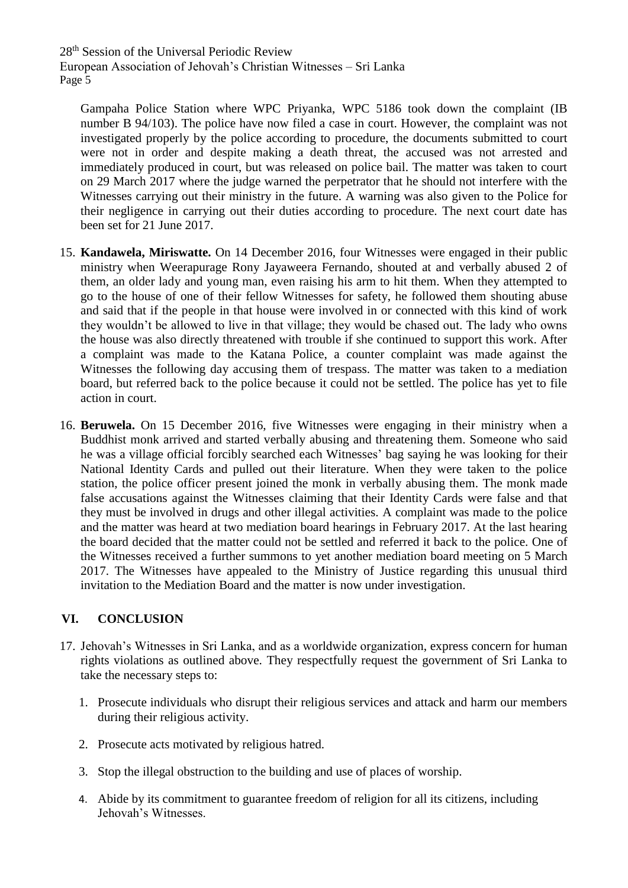Gampaha Police Station where WPC Priyanka, WPC 5186 took down the complaint (IB number B 94/103). The police have now filed a case in court. However, the complaint was not investigated properly by the police according to procedure, the documents submitted to court were not in order and despite making a death threat, the accused was not arrested and immediately produced in court, but was released on police bail. The matter was taken to court on 29 March 2017 where the judge warned the perpetrator that he should not interfere with the Witnesses carrying out their ministry in the future. A warning was also given to the Police for their negligence in carrying out their duties according to procedure. The next court date has been set for 21 June 2017.

15. **Kandawela, Miriswatte.** On 14 December 2016, four Witnesses were engaged in their public ministry when Weerapurage Rony Jayaweera Fernando, shouted at and verbally abused 2 of them, an older lady and young man, even raising his arm to hit them. When they attempted to go to the house of one of their fellow Witnesses for safety, he followed them shouting abuse and said that if the people in that house were involved in or connected with this kind of work they wouldn't be allowed to live in that village; they would be chased out. The lady who owns the house was also directly threatened with trouble if she continued to support this work. After a complaint was made to the Katana Police, a counter complaint was made against the Witnesses the following day accusing them of trespass. The matter was taken to a mediation board, but referred back to the police because it could not be settled. The police has yet to file action in court.

16. **Beruwela.** On 15 December 2016, five Witnesses were engaging in their ministry when a Buddhist monk arrived and started verbally abusing and threatening them. Someone who said he was a village official forcibly searched each Witnesses' bag saying he was looking for their National Identity Cards and pulled out their literature. When they were taken to the police station, the police officer present joined the monk in verbally abusing them. The monk made false accusations against the Witnesses claiming that their Identity Cards were false and that they must be involved in drugs and other illegal activities. A complaint was made to the police and the matter was heard at two mediation board hearings in February 2017. At the last hearing the board decided that the matter could not be settled and referred it back to the police. One of the Witnesses received a further summons to yet another mediation board meeting on 5 March 2017. The Witnesses have appealed to the Ministry of Justice regarding this unusual third invitation to the Mediation Board and the matter is now under investigation.

## VI. CONCLUSION

17. Jehovah's Witnesses in Sri Lanka, and as a worldwide organization, express concern for human rights violations as outlined above. They respectfully request the government of Sri Lanka to take the necessary steps to:

    1. Prosecute individuals who disrupt their religious services and attack and harm our members during their religious activity.
    2. Prosecute acts motivated by religious hatred.
    3. Stop the illegal obstruction to the building and use of places of worship.
    4. Abide by its commitment to guarantee freedom of religion for all its citizens, including Jehovah's Witnesses.